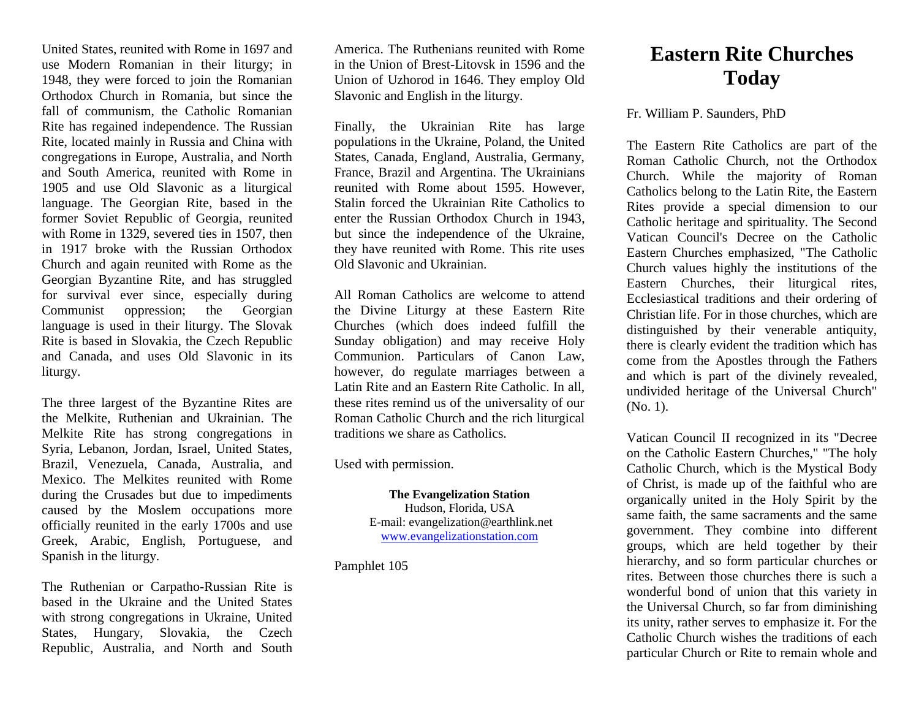United States, reunited with Rome in 1697 and use Modern Romanian in their liturgy; in 1948, they were forced to join the Romanian Orthodox Church in Romania, but since the fall of communism, the Catholic Romanian Rite has regained independence. The Russian Rite, located mainly in Russia and China with congregations in Europe, Australia, and North and South America, reunited with Rome in 1905 and use Old Slavonic as a liturgical language. The Georgian Rite, based in the former Soviet Republic of Georgia, reunited with Rome in 1329, severed ties in 1507, then in 1917 broke with the Russian Orthodox Church and again reunited with Rome as the Georgian Byzantine Rite, and has struggled for survival ever since, especially during Communist oppression; the Georgian language is used in their liturgy. The Slovak Rite is based in Slovakia, the Czech Republic and Canada, and uses Old Slavonic in its liturgy.

The three largest of the Byzantine Rites are the Melkite, Ruthenian and Ukrainian. The Melkite Rite has strong congregations in Syria, Lebanon, Jordan, Israel, United States, Brazil, Venezuela, Canada, Australia, and Mexico. The Melkites reunited with Rome during the Crusades but due to impediments caused by the Moslem occupations more officially reunited in the early 1700s and use Greek, Arabic, English, Portuguese, and Spanish in the liturgy.

The Ruthenian or Carpatho-Russian Rite is based in the Ukraine and the United States with strong congregations in Ukraine, United States, Hungary, Slovakia, the Czech Republic, Australia, and North and South America. The Ruthenians reunited with Rome in the Union of Brest-Litovsk in 1596 and the Union of Uzhorod in 1646. They employ Old Slavonic and English in the liturgy.

Finally, the Ukrainian Rite has large populations in the Ukraine, Poland, the United States, Canada, England, Australia, Germany, France, Brazil and Argentina. The Ukrainians reunited with Rome about 1595. However, Stalin forced the Ukrainian Rite Catholics to enter the Russian Orthodox Church in 1943, but since the independence of the Ukraine, they have reunited with Rome. This rite uses Old Slavonic and Ukrainian.

All Roman Catholics are welcome to attend the Divine Liturgy at these Eastern Rite Churches (which does indeed fulfill the Sunday obligation) and may receive Holy Communion. Particulars of Canon Law, however, do regulate marriages between a Latin Rite and an Eastern Rite Catholic. In all, these rites remind us of the universality of our Roman Catholic Church and the rich liturgical traditions we share as Catholics.

Used with permission.

**The Evangelization Station**
Hudson, Florida, USA
E-mail: evangelization@earthlink.net
www.evangelizationstation.com

Pamphlet 105

# Eastern Rite Churches Today

Fr. William P. Saunders, PhD

The Eastern Rite Catholics are part of the Roman Catholic Church, not the Orthodox Church. While the majority of Roman Catholics belong to the Latin Rite, the Eastern Rites provide a special dimension to our Catholic heritage and spirituality. The Second Vatican Council's Decree on the Catholic Eastern Churches emphasized, "The Catholic Church values highly the institutions of the Eastern Churches, their liturgical rites, Ecclesiastical traditions and their ordering of Christian life. For in those churches, which are distinguished by their venerable antiquity, there is clearly evident the tradition which has come from the Apostles through the Fathers and which is part of the divinely revealed, undivided heritage of the Universal Church" (No. 1).

Vatican Council II recognized in its "Decree on the Catholic Eastern Churches," "The holy Catholic Church, which is the Mystical Body of Christ, is made up of the faithful who are organically united in the Holy Spirit by the same faith, the same sacraments and the same government. They combine into different groups, which are held together by their hierarchy, and so form particular churches or rites. Between those churches there is such a wonderful bond of union that this variety in the Universal Church, so far from diminishing its unity, rather serves to emphasize it. For the Catholic Church wishes the traditions of each particular Church or Rite to remain whole and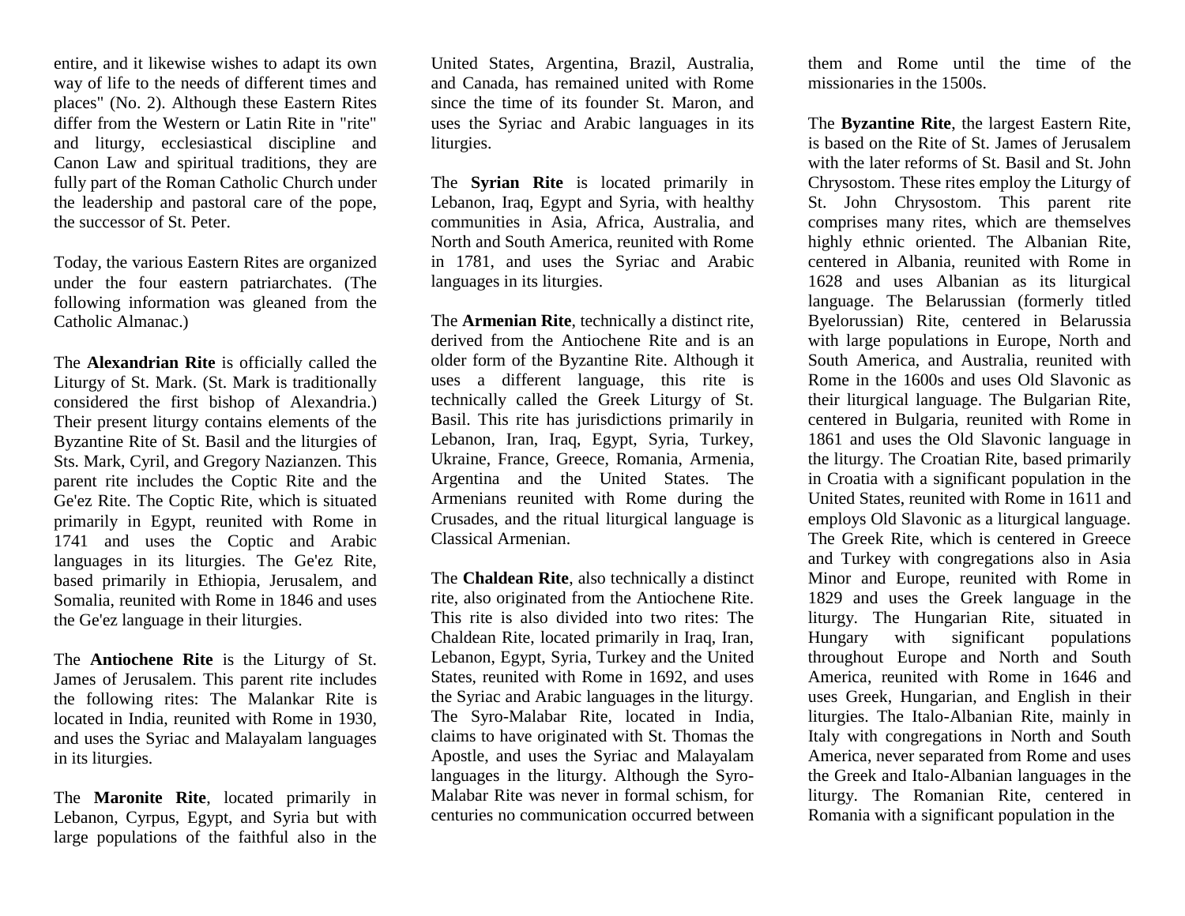entire, and it likewise wishes to adapt its own way of life to the needs of different times and places" (No. 2). Although these Eastern Rites differ from the Western or Latin Rite in "rite" and liturgy, ecclesiastical discipline and Canon Law and spiritual traditions, they are fully part of the Roman Catholic Church under the leadership and pastoral care of the pope, the successor of St. Peter.

Today, the various Eastern Rites are organized under the four eastern patriarchates. (The following information was gleaned from the Catholic Almanac.)

The **Alexandrian Rite** is officially called the Liturgy of St. Mark. (St. Mark is traditionally considered the first bishop of Alexandria.) Their present liturgy contains elements of the Byzantine Rite of St. Basil and the liturgies of Sts. Mark, Cyril, and Gregory Nazianzen. This parent rite includes the Coptic Rite and the Ge'ez Rite. The Coptic Rite, which is situated primarily in Egypt, reunited with Rome in 1741 and uses the Coptic and Arabic languages in its liturgies. The Ge'ez Rite, based primarily in Ethiopia, Jerusalem, and Somalia, reunited with Rome in 1846 and uses the Ge'ez language in their liturgies.

The **Antiochene Rite** is the Liturgy of St. James of Jerusalem. This parent rite includes the following rites: The Malankar Rite is located in India, reunited with Rome in 1930, and uses the Syriac and Malayalam languages in its liturgies.

The **Maronite Rite**, located primarily in Lebanon, Cyrpus, Egypt, and Syria but with large populations of the faithful also in the United States, Argentina, Brazil, Australia, and Canada, has remained united with Rome since the time of its founder St. Maron, and uses the Syriac and Arabic languages in its liturgies.

The **Syrian Rite** is located primarily in Lebanon, Iraq, Egypt and Syria, with healthy communities in Asia, Africa, Australia, and North and South America, reunited with Rome in 1781, and uses the Syriac and Arabic languages in its liturgies.

The **Armenian Rite**, technically a distinct rite, derived from the Antiochene Rite and is an older form of the Byzantine Rite. Although it uses a different language, this rite is technically called the Greek Liturgy of St. Basil. This rite has jurisdictions primarily in Lebanon, Iran, Iraq, Egypt, Syria, Turkey, Ukraine, France, Greece, Romania, Armenia, Argentina and the United States. The Armenians reunited with Rome during the Crusades, and the ritual liturgical language is Classical Armenian.

The **Chaldean Rite**, also technically a distinct rite, also originated from the Antiochene Rite. This rite is also divided into two rites: The Chaldean Rite, located primarily in Iraq, Iran, Lebanon, Egypt, Syria, Turkey and the United States, reunited with Rome in 1692, and uses the Syriac and Arabic languages in the liturgy. The Syro-Malabar Rite, located in India, claims to have originated with St. Thomas the Apostle, and uses the Syriac and Malayalam languages in the liturgy. Although the Syro-Malabar Rite was never in formal schism, for centuries no communication occurred between them and Rome until the time of the missionaries in the 1500s.

The **Byzantine Rite**, the largest Eastern Rite, is based on the Rite of St. James of Jerusalem with the later reforms of St. Basil and St. John Chrysostom. These rites employ the Liturgy of St. John Chrysostom. This parent rite comprises many rites, which are themselves highly ethnic oriented. The Albanian Rite, centered in Albania, reunited with Rome in 1628 and uses Albanian as its liturgical language. The Belarussian (formerly titled Byelorussian) Rite, centered in Belarussia with large populations in Europe, North and South America, and Australia, reunited with Rome in the 1600s and uses Old Slavonic as their liturgical language. The Bulgarian Rite, centered in Bulgaria, reunited with Rome in 1861 and uses the Old Slavonic language in the liturgy. The Croatian Rite, based primarily in Croatia with a significant population in the United States, reunited with Rome in 1611 and employs Old Slavonic as a liturgical language. The Greek Rite, which is centered in Greece and Turkey with congregations also in Asia Minor and Europe, reunited with Rome in 1829 and uses the Greek language in the liturgy. The Hungarian Rite, situated in Hungary with significant populations throughout Europe and North and South America, reunited with Rome in 1646 and uses Greek, Hungarian, and English in their liturgies. The Italo-Albanian Rite, mainly in Italy with congregations in North and South America, never separated from Rome and uses the Greek and Italo-Albanian languages in the liturgy. The Romanian Rite, centered in Romania with a significant population in the